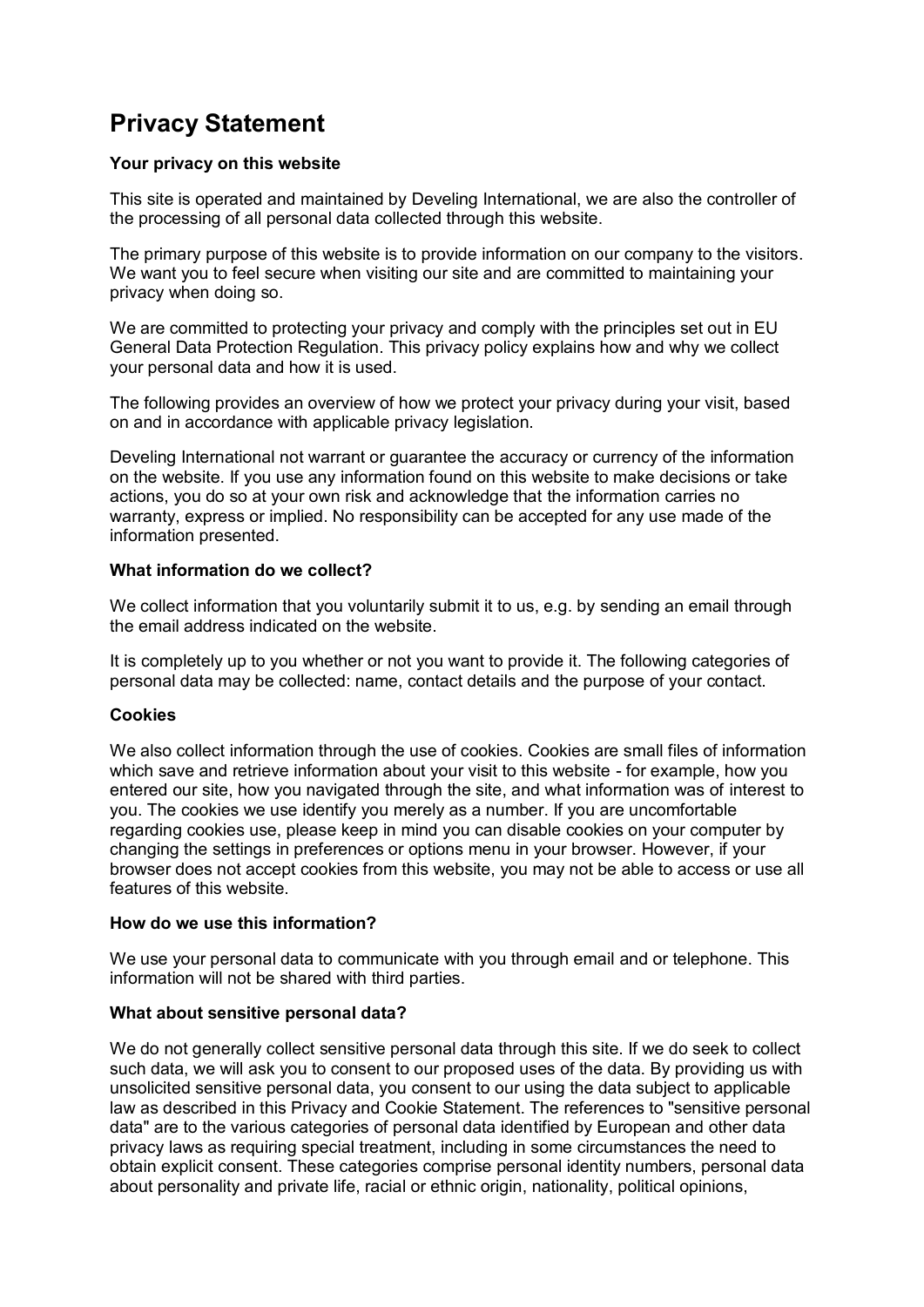# Privacy Statement

### Your privacy on this website

This site is operated and maintained by Develing International, we are also the controller of the processing of all personal data collected through this website.

The primary purpose of this website is to provide information on our company to the visitors. We want you to feel secure when visiting our site and are committed to maintaining your privacy when doing so.

We are committed to protecting your privacy and comply with the principles set out in EU General Data Protection Regulation. This privacy policy explains how and why we collect your personal data and how it is used.

The following provides an overview of how we protect your privacy during your visit, based on and in accordance with applicable privacy legislation.

Develing International not warrant or guarantee the accuracy or currency of the information on the website. If you use any information found on this website to make decisions or take actions, you do so at your own risk and acknowledge that the information carries no warranty, express or implied. No responsibility can be accepted for any use made of the information presented.

### What information do we collect?

We collect information that you voluntarily submit it to us, e.g. by sending an email through the email address indicated on the website.

It is completely up to you whether or not you want to provide it. The following categories of personal data may be collected: name, contact details and the purpose of your contact.

### Cookies

We also collect information through the use of cookies. Cookies are small files of information which save and retrieve information about your visit to this website - for example, how you entered our site, how you navigated through the site, and what information was of interest to you. The cookies we use identify you merely as a number. If you are uncomfortable regarding cookies use, please keep in mind you can disable cookies on your computer by changing the settings in preferences or options menu in your browser. However, if your browser does not accept cookies from this website, you may not be able to access or use all features of this website.

### How do we use this information?

We use your personal data to communicate with you through email and or telephone. This information will not be shared with third parties.

### What about sensitive personal data?

We do not generally collect sensitive personal data through this site. If we do seek to collect such data, we will ask you to consent to our proposed uses of the data. By providing us with unsolicited sensitive personal data, you consent to our using the data subject to applicable law as described in this Privacy and Cookie Statement. The references to "sensitive personal data" are to the various categories of personal data identified by European and other data privacy laws as requiring special treatment, including in some circumstances the need to obtain explicit consent. These categories comprise personal identity numbers, personal data about personality and private life, racial or ethnic origin, nationality, political opinions,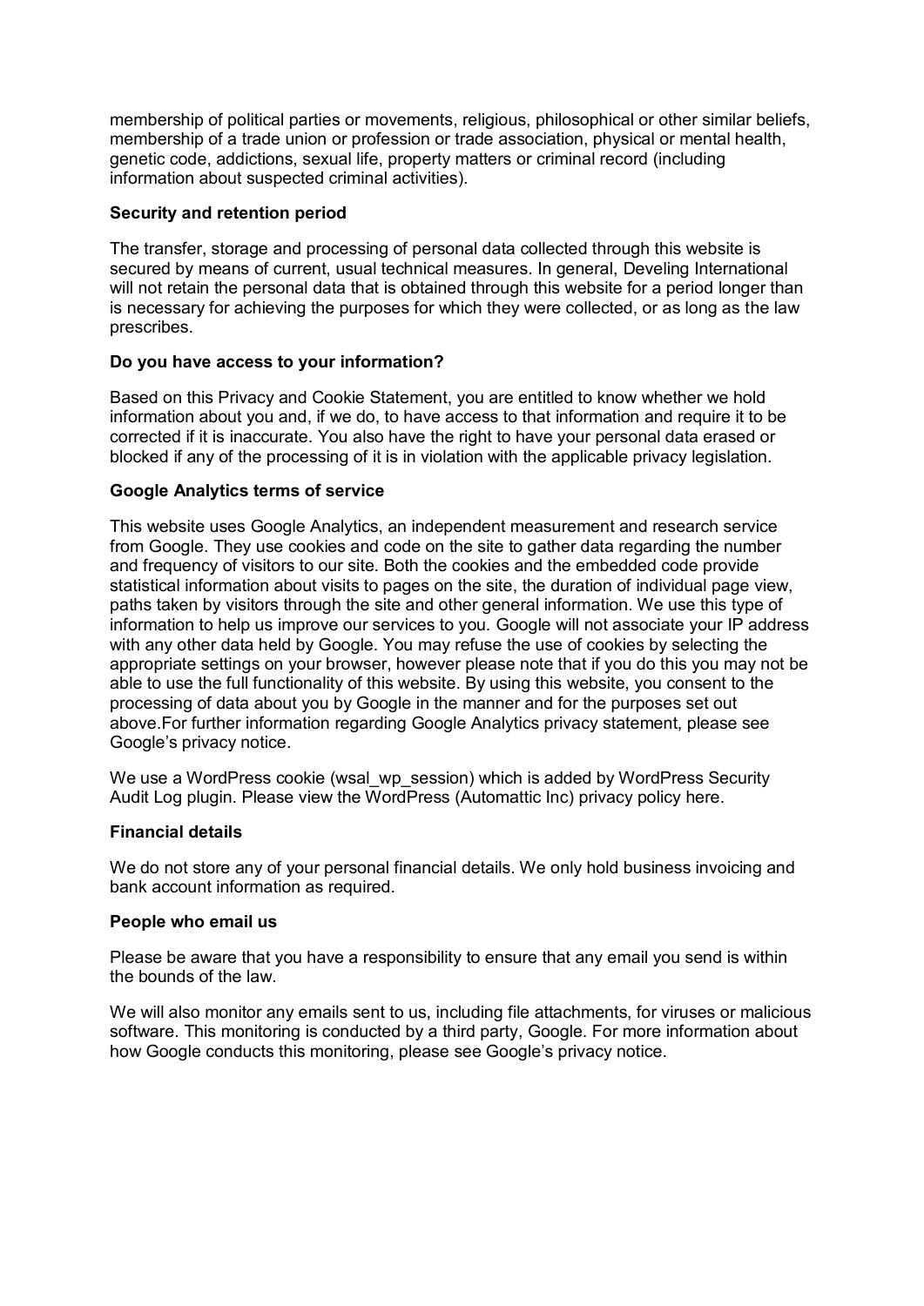membership of political parties or movements, religious, philosophical or other similar beliefs, membership of a trade union or profession or trade association, physical or mental health, genetic code, addictions, sexual life, property matters or criminal record (including information about suspected criminal activities).

**Security and retention period**

The transfer, storage and processing of personal data collected through this website is secured by means of current, usual technical measures. In general, Develing International will not retain the personal data that is obtained through this website for a period longer than is necessary for achieving the purposes for which they were collected, or as long as the law prescribes.

**Do you have access to your information?**

Based on this Privacy and Cookie Statement, you are entitled to know whether we hold information about you and, if we do, to have access to that information and require it to be corrected if it is inaccurate. You also have the right to have your personal data erased or blocked if any of the processing of it is in violation with the applicable privacy legislation.

**Google Analytics terms of service**

This website uses Google Analytics, an independent measurement and research service from Google. They use cookies and code on the site to gather data regarding the number and frequency of visitors to our site. Both the cookies and the embedded code provide statistical information about visits to pages on the site, the duration of individual page view, paths taken by visitors through the site and other general information. We use this type of information to help us improve our services to you. Google will not associate your IP address with any other data held by Google. You may refuse the use of cookies by selecting the appropriate settings on your browser, however please note that if you do this you may not be able to use the full functionality of this website. By using this website, you consent to the processing of data about you by Google in the manner and for the purposes set out above.For further information regarding Google Analytics privacy statement, please see Google's privacy notice.

We use a WordPress cookie (wsal_wp_session) which is added by WordPress Security Audit Log plugin. Please view the WordPress (Automattic Inc) privacy policy here.

**Financial details**

We do not store any of your personal financial details. We only hold business invoicing and bank account information as required.

**People who email us**

Please be aware that you have a responsibility to ensure that any email you send is within the bounds of the law.

We will also monitor any emails sent to us, including file attachments, for viruses or malicious software. This monitoring is conducted by a third party, Google. For more information about how Google conducts this monitoring, please see Google's privacy notice.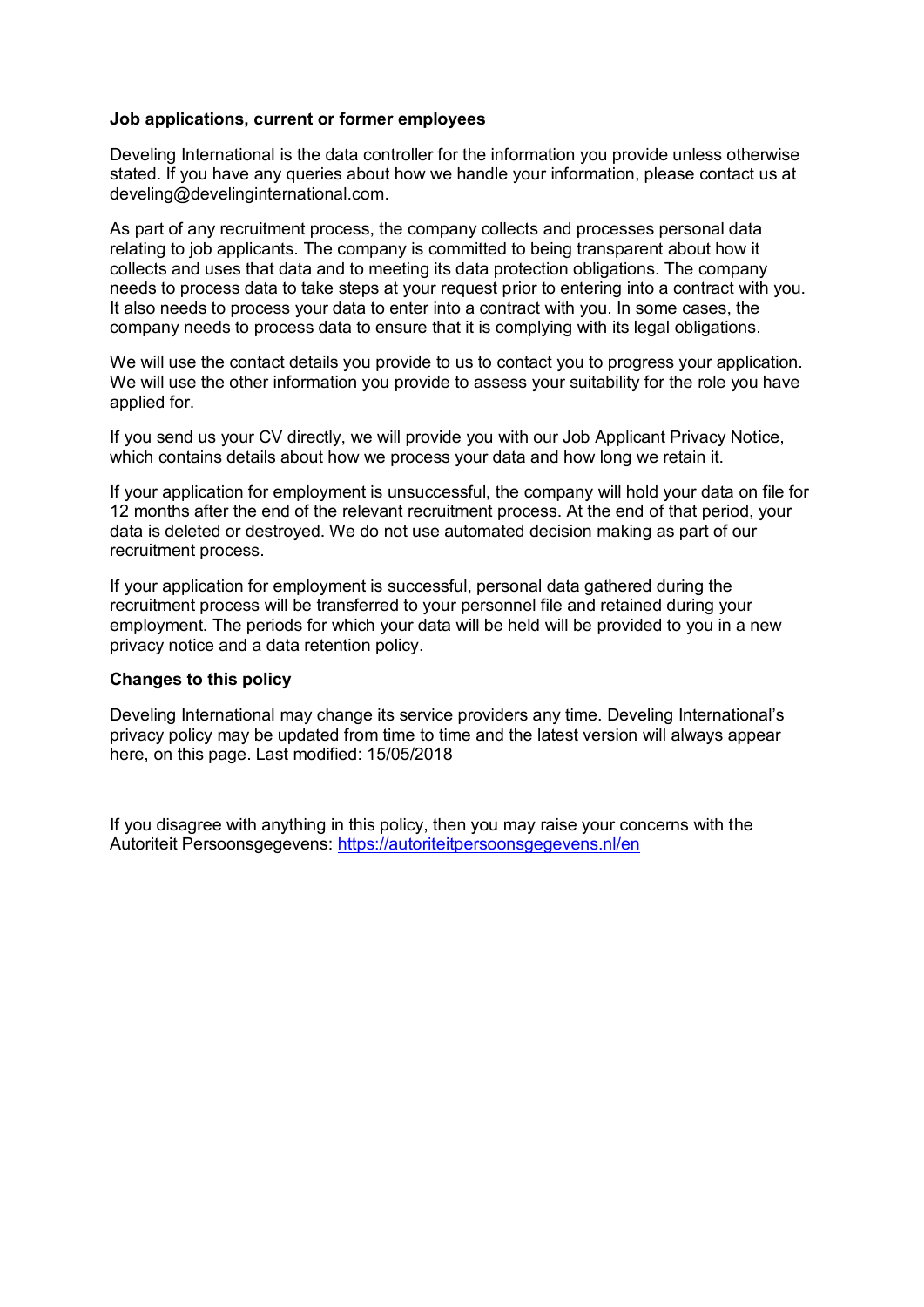**Job applications, current or former employees**

Develing International is the data controller for the information you provide unless otherwise stated. If you have any queries about how we handle your information, please contact us at develing@develinginternational.com.

As part of any recruitment process, the company collects and processes personal data relating to job applicants. The company is committed to being transparent about how it collects and uses that data and to meeting its data protection obligations. The company needs to process data to take steps at your request prior to entering into a contract with you. It also needs to process your data to enter into a contract with you. In some cases, the company needs to process data to ensure that it is complying with its legal obligations.

We will use the contact details you provide to us to contact you to progress your application. We will use the other information you provide to assess your suitability for the role you have applied for.

If you send us your CV directly, we will provide you with our Job Applicant Privacy Notice, which contains details about how we process your data and how long we retain it.

If your application for employment is unsuccessful, the company will hold your data on file for 12 months after the end of the relevant recruitment process. At the end of that period, your data is deleted or destroyed. We do not use automated decision making as part of our recruitment process.

If your application for employment is successful, personal data gathered during the recruitment process will be transferred to your personnel file and retained during your employment. The periods for which your data will be held will be provided to you in a new privacy notice and a data retention policy.

**Changes to this policy**

Develing International may change its service providers any time. Develing International's privacy policy may be updated from time to time and the latest version will always appear here, on this page. Last modified: 15/05/2018

If you disagree with anything in this policy, then you may raise your concerns with the Autoriteit Persoonsgegevens: [https://autoriteitpersoonsgegevens.nl/en](https://autoriteitpersoonsgegevens.nl/en)